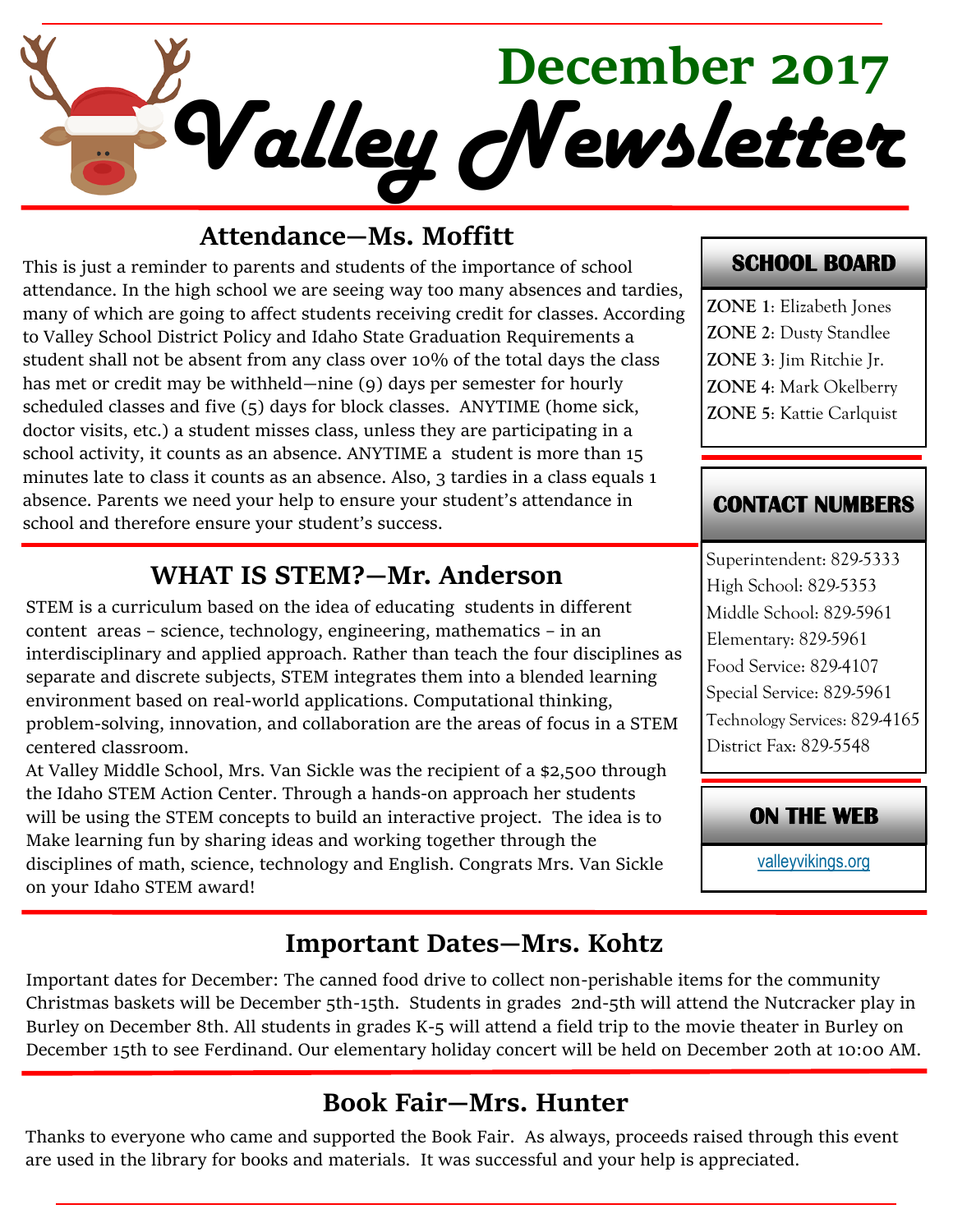# December 2017 Valley Newsletter

## Attendance—Ms. Moffitt

This is just a reminder to parents and students of the importance of school attendance. In the high school we are seeing way too many absences and tardies, many of which are going to affect students receiving credit for classes. According to Valley School District Policy and Idaho State Graduation Requirements a student shall not be absent from any class over 10% of the total days the class has met or credit may be withheld—nine (9) days per semester for hourly scheduled classes and five (5) days for block classes. ANYTIME (home sick, doctor visits, etc.) a student misses class, unless they are participating in a school activity, it counts as an absence. ANYTIME a student is more than 15 minutes late to class it counts as an absence. Also, 3 tardies in a class equals 1 absence. Parents we need your help to ensure your student's attendance in school and therefore ensure your student's success.

## WHAT IS STEM?—Mr. Anderson

STEM is a curriculum based on the idea of educating students in different content areas – science, technology, engineering, mathematics – in an interdisciplinary and applied approach. Rather than teach the four disciplines as separate and discrete subjects, STEM integrates them into a blended learning environment based on real-world applications. Computational thinking, problem-solving, innovation, and collaboration are the areas of focus in a STEM centered classroom.

At Valley Middle School, Mrs. Van Sickle was the recipient of a $2,500 through the Idaho STEM Action Center. Through a hands-on approach her students will be using the STEM concepts to build an interactive project. The idea is to Make learning fun by sharing ideas and working together through the disciplines of math, science, technology and English. Congrats Mrs. Van Sickle on your Idaho STEM award!

### SCHOOL BOARD

**ZONE 1**: Elizabeth Jones
**ZONE 2**: Dusty Standlee
**ZONE 3**: Jim Ritchie Jr.
**ZONE 4**: Mark Okelberry
**ZONE 5**: Kattie Carlquist

### CONTACT NUMBERS

Superintendent: 829-5333
High School: 829-5353
Middle School: 829-5961
Elementary: 829-5961
Food Service: 829-4107
Special Service: 829-5961
Technology Services: 829-4165
District Fax: 829-5548

### ON THE WEB

valleyvikings.org

## Important Dates—Mrs. Kohtz

Important dates for December: The canned food drive to collect non-perishable items for the community Christmas baskets will be December 5th-15th. Students in grades 2nd-5th will attend the Nutcracker play in Burley on December 8th. All students in grades K-5 will attend a field trip to the movie theater in Burley on December 15th to see Ferdinand. Our elementary holiday concert will be held on December 20th at 10:00 AM.

## Book Fair—Mrs. Hunter

Thanks to everyone who came and supported the Book Fair. As always, proceeds raised through this event are used in the library for books and materials. It was successful and your help is appreciated.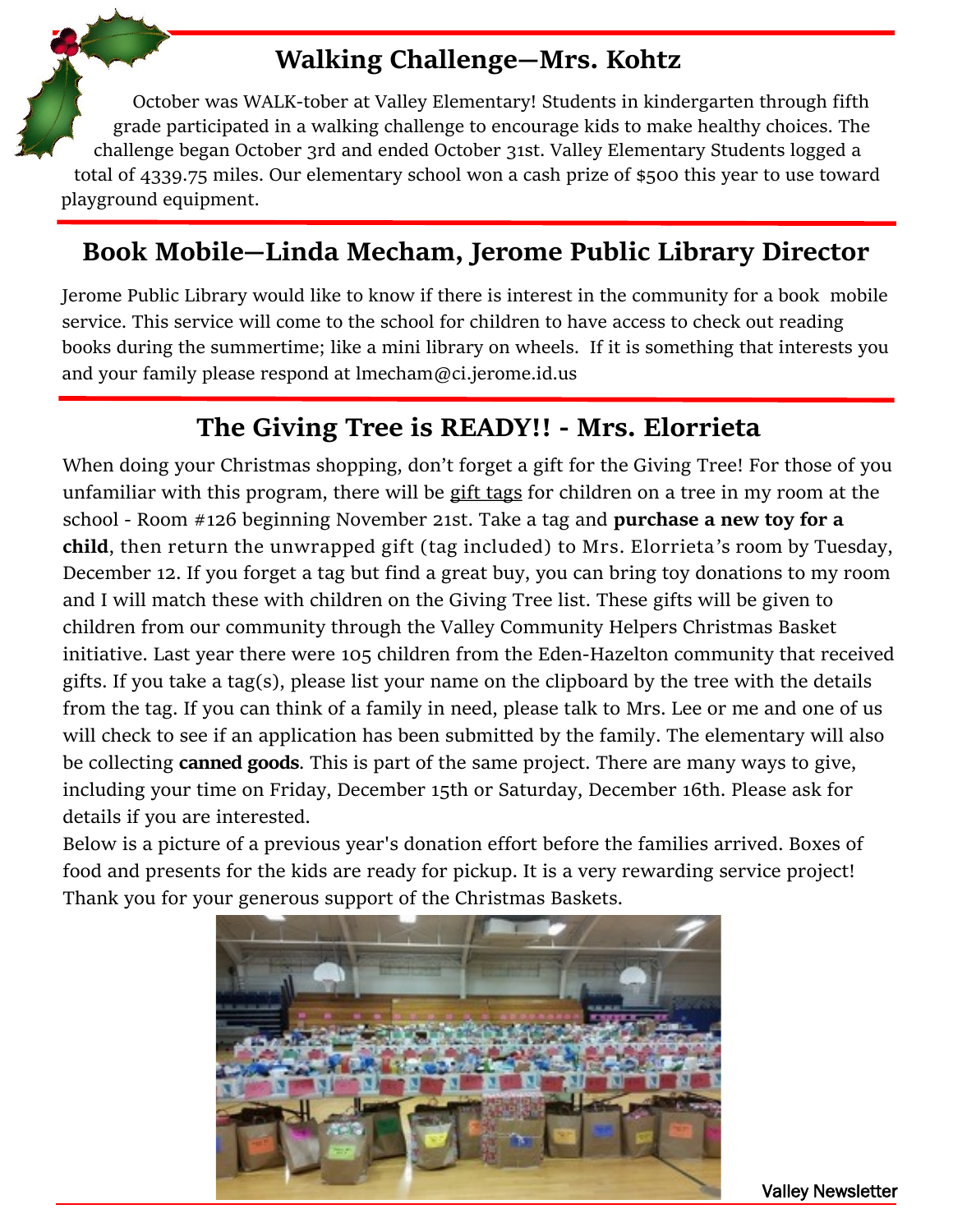## Walking Challenge—Mrs. Kohtz

October was WALK-tober at Valley Elementary! Students in kindergarten through fifth grade participated in a walking challenge to encourage kids to make healthy choices. The challenge began October 3rd and ended October 31st. Valley Elementary Students logged a total of 4339.75 miles. Our elementary school won a cash prize of $500 this year to use toward playground equipment.

## Book Mobile—Linda Mecham, Jerome Public Library Director

Jerome Public Library would like to know if there is interest in the community for a book mobile service. This service will come to the school for children to have access to check out reading books during the summertime; like a mini library on wheels. If it is something that interests you and your family please respond at lmecham@ci.jerome.id.us

## The Giving Tree is READY!! - Mrs. Elorrieta

When doing your Christmas shopping, don't forget a gift for the Giving Tree! For those of you unfamiliar with this program, there will be gift tags for children on a tree in my room at the school - Room #126 beginning November 21st. Take a tag and **purchase a new toy for a child**, then return the unwrapped gift (tag included) to Mrs. Elorrieta's room by Tuesday, December 12. If you forget a tag but find a great buy, you can bring toy donations to my room and I will match these with children on the Giving Tree list. These gifts will be given to children from our community through the Valley Community Helpers Christmas Basket initiative. Last year there were 105 children from the Eden-Hazelton community that received gifts. If you take a tag(s), please list your name on the clipboard by the tree with the details from the tag. If you can think of a family in need, please talk to Mrs. Lee or me and one of us will check to see if an application has been submitted by the family. The elementary will also be collecting **canned goods**. This is part of the same project. There are many ways to give, including your time on Friday, December 15th or Saturday, December 16th. Please ask for details if you are interested.

Below is a picture of a previous year's donation effort before the families arrived. Boxes of food and presents for the kids are ready for pickup. It is a very rewarding service project! Thank you for your generous support of the Christmas Baskets.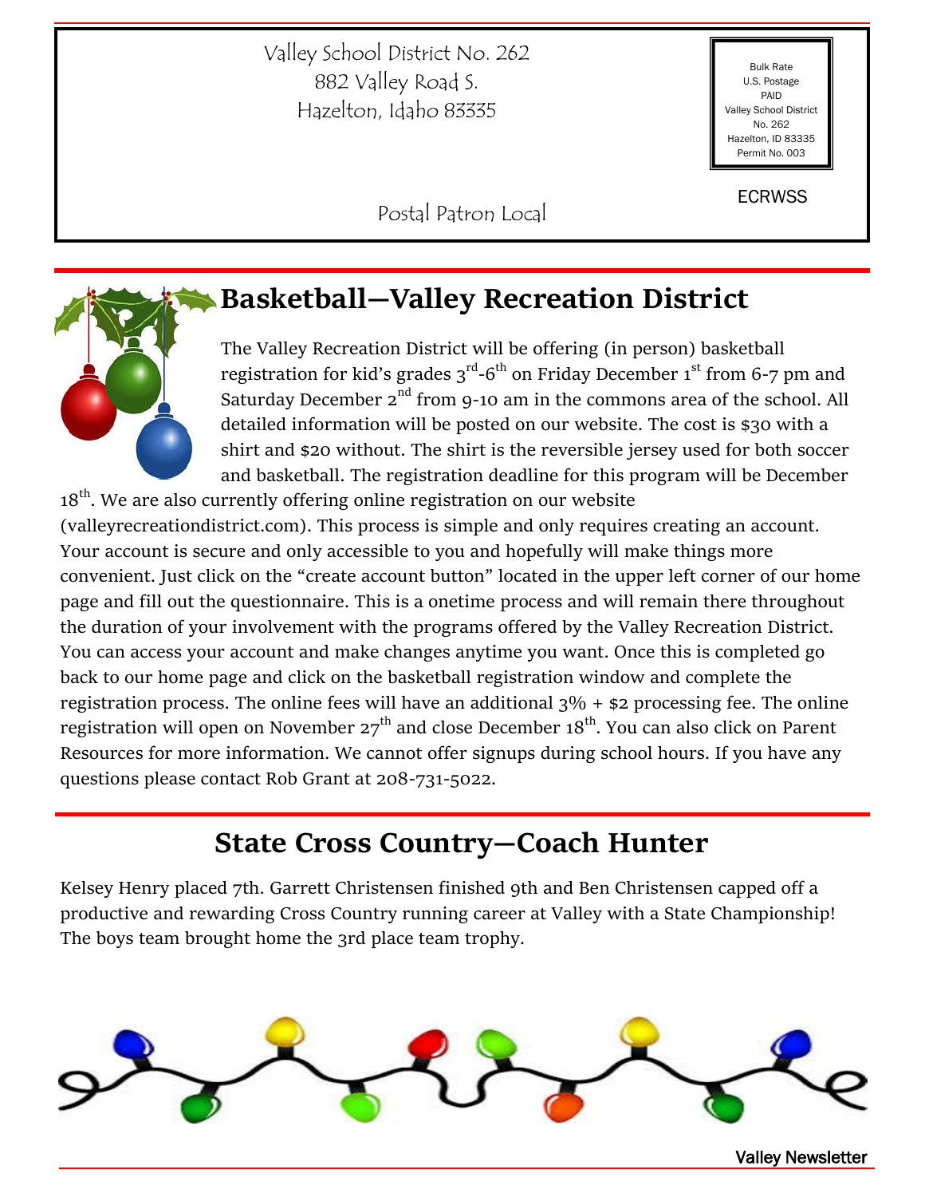Valley School District No. 262
882 Valley Road S.
Hazelton, Idaho 83335

Bulk Rate
U.S. Postage
PAID
Valley School District
No. 262
Hazelton, ID 83335
Permit No. 003

ECRWSS

Postal Patron Local

## Basketball—Valley Recreation District

The Valley Recreation District will be offering (in person) basketball registration for kid's grades 3rd-6th on Friday December 1st from 6-7 pm and Saturday December 2nd from 9-10 am in the commons area of the school. All detailed information will be posted on our website. The cost is $30 with a shirt and $20 without. The shirt is the reversible jersey used for both soccer and basketball. The registration deadline for this program will be December 18th. We are also currently offering online registration on our website (valleyrecreationdistrict.com). This process is simple and only requires creating an account. Your account is secure and only accessible to you and hopefully will make things more convenient. Just click on the "create account button" located in the upper left corner of our home page and fill out the questionnaire. This is a onetime process and will remain there throughout the duration of your involvement with the programs offered by the Valley Recreation District. You can access your account and make changes anytime you want. Once this is completed go back to our home page and click on the basketball registration window and complete the registration process. The online fees will have an additional 3% + $2 processing fee. The online registration will open on November 27th and close December 18th. You can also click on Parent Resources for more information. We cannot offer signups during school hours. If you have any questions please contact Rob Grant at 208-731-5022.

## State Cross Country—Coach Hunter

Kelsey Henry placed 7th. Garrett Christensen finished 9th and Ben Christensen capped off a productive and rewarding Cross Country running career at Valley with a State Championship! The boys team brought home the 3rd place team trophy.